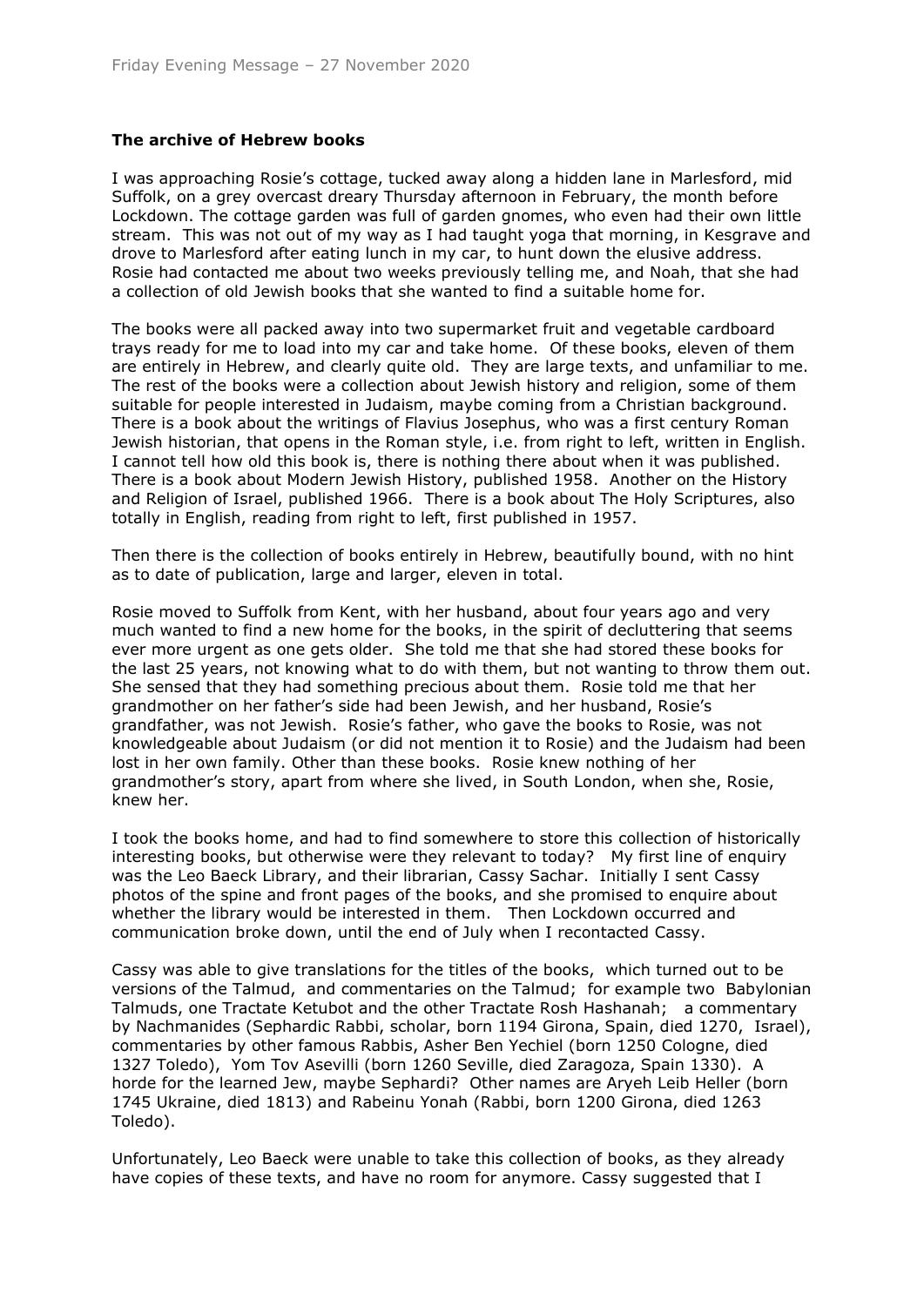**The archive of Hebrew books**

I was approaching Rosie's cottage, tucked away along a hidden lane in Marlesford, mid Suffolk, on a grey overcast dreary Thursday afternoon in February, the month before Lockdown. The cottage garden was full of garden gnomes, who even had their own little stream. This was not out of my way as I had taught yoga that morning, in Kesgrave and drove to Marlesford after eating lunch in my car, to hunt down the elusive address. Rosie had contacted me about two weeks previously telling me, and Noah, that she had a collection of old Jewish books that she wanted to find a suitable home for.

The books were all packed away into two supermarket fruit and vegetable cardboard trays ready for me to load into my car and take home. Of these books, eleven of them are entirely in Hebrew, and clearly quite old. They are large texts, and unfamiliar to me. The rest of the books were a collection about Jewish history and religion, some of them suitable for people interested in Judaism, maybe coming from a Christian background. There is a book about the writings of Flavius Josephus, who was a first century Roman Jewish historian, that opens in the Roman style, i.e. from right to left, written in English. I cannot tell how old this book is, there is nothing there about when it was published. There is a book about Modern Jewish History, published 1958. Another on the History and Religion of Israel, published 1966. There is a book about The Holy Scriptures, also totally in English, reading from right to left, first published in 1957.

Then there is the collection of books entirely in Hebrew, beautifully bound, with no hint as to date of publication, large and larger, eleven in total.

Rosie moved to Suffolk from Kent, with her husband, about four years ago and very much wanted to find a new home for the books, in the spirit of decluttering that seems ever more urgent as one gets older. She told me that she had stored these books for the last 25 years, not knowing what to do with them, but not wanting to throw them out. She sensed that they had something precious about them. Rosie told me that her grandmother on her father's side had been Jewish, and her husband, Rosie's grandfather, was not Jewish. Rosie's father, who gave the books to Rosie, was not knowledgeable about Judaism (or did not mention it to Rosie) and the Judaism had been lost in her own family. Other than these books. Rosie knew nothing of her grandmother's story, apart from where she lived, in South London, when she, Rosie, knew her.

I took the books home, and had to find somewhere to store this collection of historically interesting books, but otherwise were they relevant to today? My first line of enquiry was the Leo Baeck Library, and their librarian, Cassy Sachar. Initially I sent Cassy photos of the spine and front pages of the books, and she promised to enquire about whether the library would be interested in them. Then Lockdown occurred and communication broke down, until the end of July when I recontacted Cassy.

Cassy was able to give translations for the titles of the books, which turned out to be versions of the Talmud, and commentaries on the Talmud; for example two Babylonian Talmuds, one Tractate Ketubot and the other Tractate Rosh Hashanah; a commentary by Nachmanides (Sephardic Rabbi, scholar, born 1194 Girona, Spain, died 1270, Israel), commentaries by other famous Rabbis, Asher Ben Yechiel (born 1250 Cologne, died 1327 Toledo), Yom Tov Asevilli (born 1260 Seville, died Zaragoza, Spain 1330). A horde for the learned Jew, maybe Sephardi? Other names are Aryeh Leib Heller (born 1745 Ukraine, died 1813) and Rabeinu Yonah (Rabbi, born 1200 Girona, died 1263 Toledo).

Unfortunately, Leo Baeck were unable to take this collection of books, as they already have copies of these texts, and have no room for anymore. Cassy suggested that I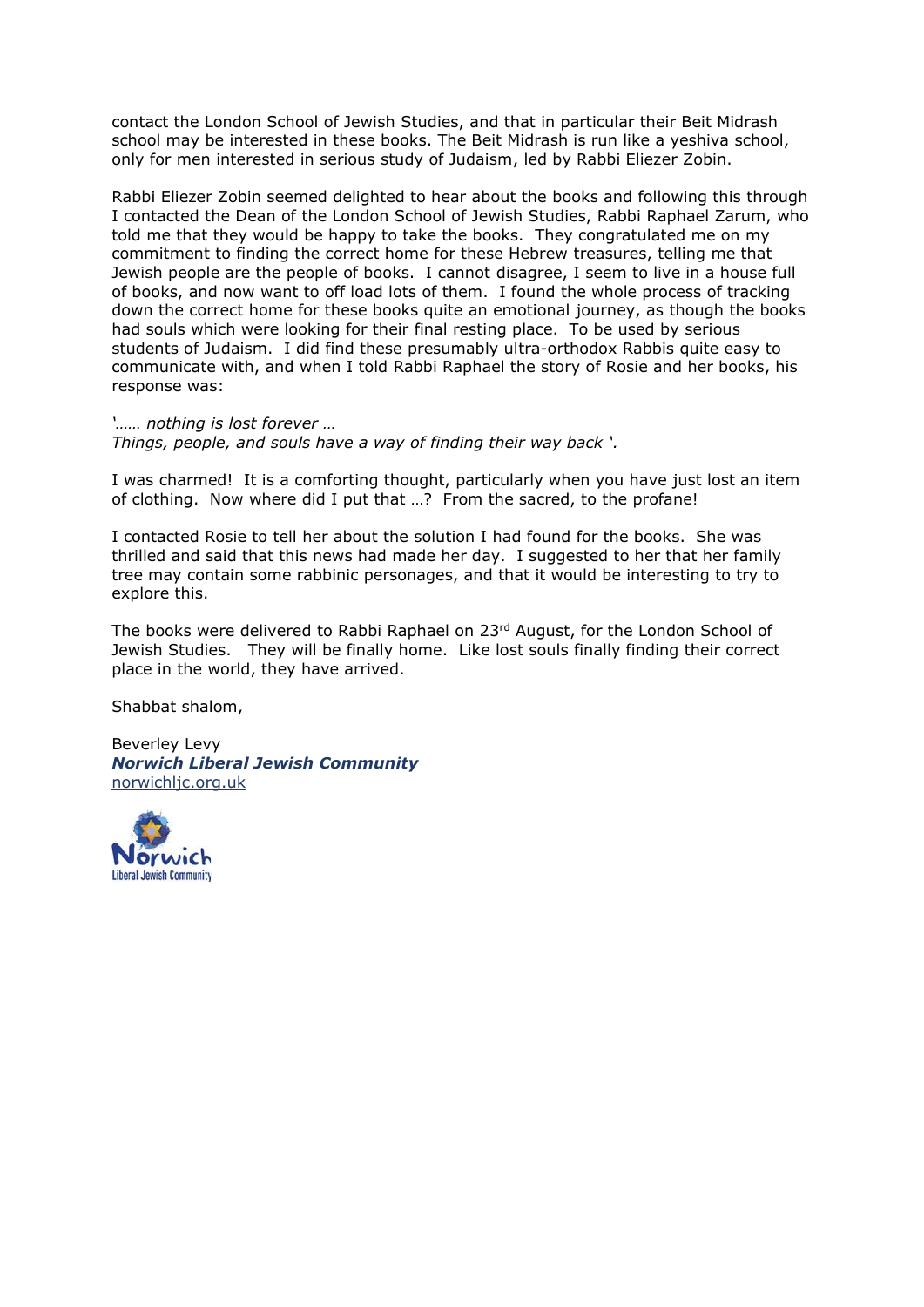contact the London School of Jewish Studies, and that in particular their Beit Midrash school may be interested in these books. The Beit Midrash is run like a yeshiva school, only for men interested in serious study of Judaism, led by Rabbi Eliezer Zobin.

Rabbi Eliezer Zobin seemed delighted to hear about the books and following this through I contacted the Dean of the London School of Jewish Studies, Rabbi Raphael Zarum, who told me that they would be happy to take the books. They congratulated me on my commitment to finding the correct home for these Hebrew treasures, telling me that Jewish people are the people of books. I cannot disagree, I seem to live in a house full of books, and now want to off load lots of them. I found the whole process of tracking down the correct home for these books quite an emotional journey, as though the books had souls which were looking for their final resting place. To be used by serious students of Judaism. I did find these presumably ultra-orthodox Rabbis quite easy to communicate with, and when I told Rabbi Raphael the story of Rosie and her books, his response was:

*'…… nothing is lost forever …*
*Things, people, and souls have a way of finding their way back '.*

I was charmed! It is a comforting thought, particularly when you have just lost an item of clothing. Now where did I put that …? From the sacred, to the profane!

I contacted Rosie to tell her about the solution I had found for the books. She was thrilled and said that this news had made her day. I suggested to her that her family tree may contain some rabbinic personages, and that it would be interesting to try to explore this.

The books were delivered to Rabbi Raphael on 23rd August, for the London School of Jewish Studies. They will be finally home. Like lost souls finally finding their correct place in the world, they have arrived.

Shabbat shalom,

Beverley Levy
***Norwich Liberal Jewish Community***
norwichljc.org.uk

Norwich
Liberal Jewish Community